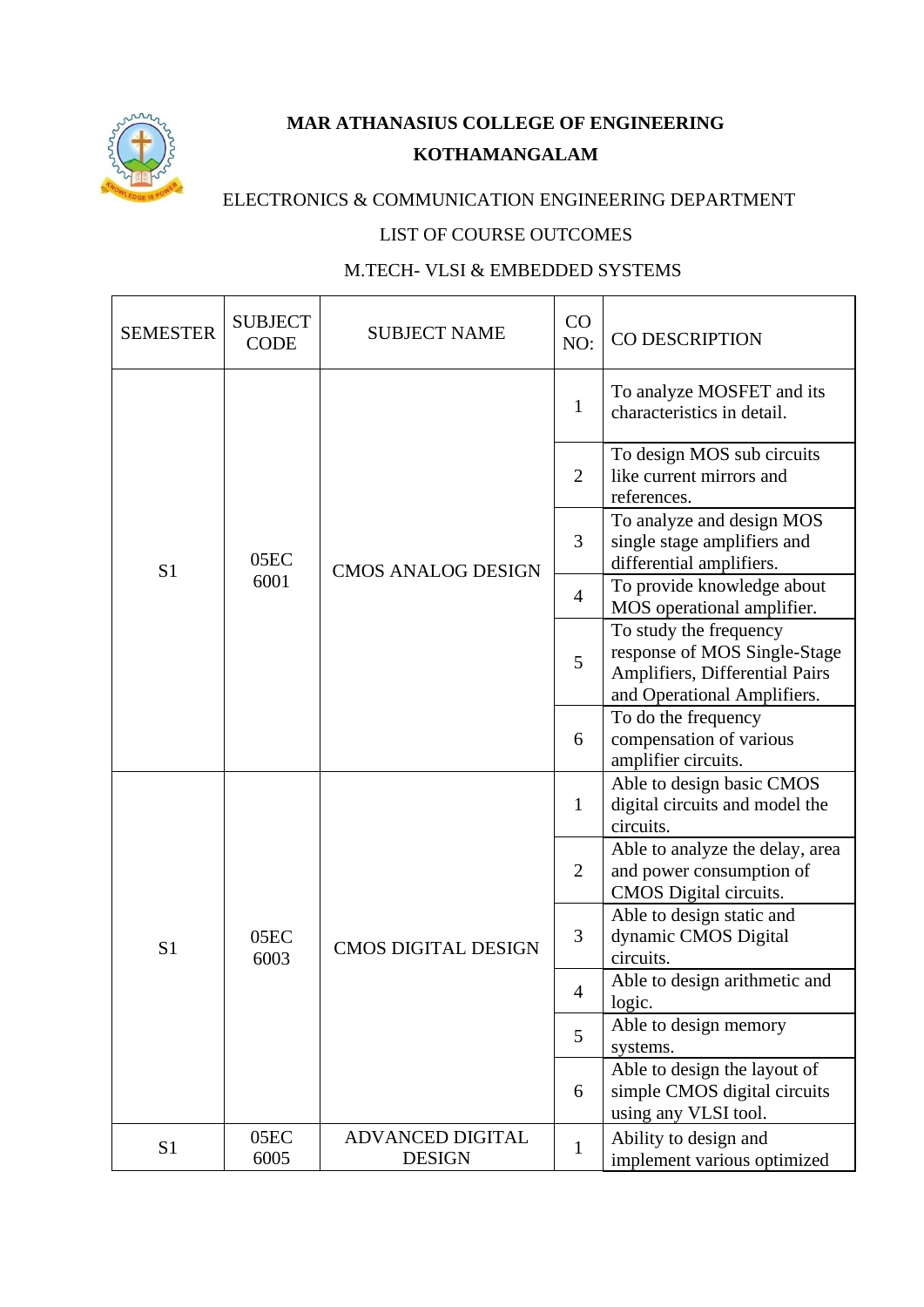**MAR ATHANASIUS COLLEGE OF ENGINEERING**

**KOTHAMANGALAM**

ELECTRONICS & COMMUNICATION ENGINEERING DEPARTMENT

LIST OF COURSE OUTCOMES

M.TECH- VLSI & EMBEDDED SYSTEMS

| SEMESTER | SUBJECT CODE | SUBJECT NAME | CO NO: | CO DESCRIPTION |
|---|---|---|---|---|
| S1 | 05EC 6001 | CMOS ANALOG DESIGN | 1 | To analyze MOSFET and its characteristics in detail. |
| | | | 2 | To design MOS sub circuits like current mirrors and references. |
| | | | 3 | To analyze and design MOS single stage amplifiers and differential amplifiers. |
| | | | 4 | To provide knowledge about MOS operational amplifier. |
| | | | 5 | To study the frequency response of MOS Single-Stage Amplifiers, Differential Pairs and Operational Amplifiers. |
| | | | 6 | To do the frequency compensation of various amplifier circuits. |
| S1 | 05EC 6003 | CMOS DIGITAL DESIGN | 1 | Able to design basic CMOS digital circuits and model the circuits. |
| | | | 2 | Able to analyze the delay, area and power consumption of CMOS Digital circuits. |
| | | | 3 | Able to design static and dynamic CMOS Digital circuits. |
| | | | 4 | Able to design arithmetic and logic. |
| | | | 5 | Able to design memory systems. |
| | | | 6 | Able to design the layout of simple CMOS digital circuits using any VLSI tool. |
| S1 | 05EC 6005 | ADVANCED DIGITAL DESIGN | 1 | Ability to design and implement various optimized |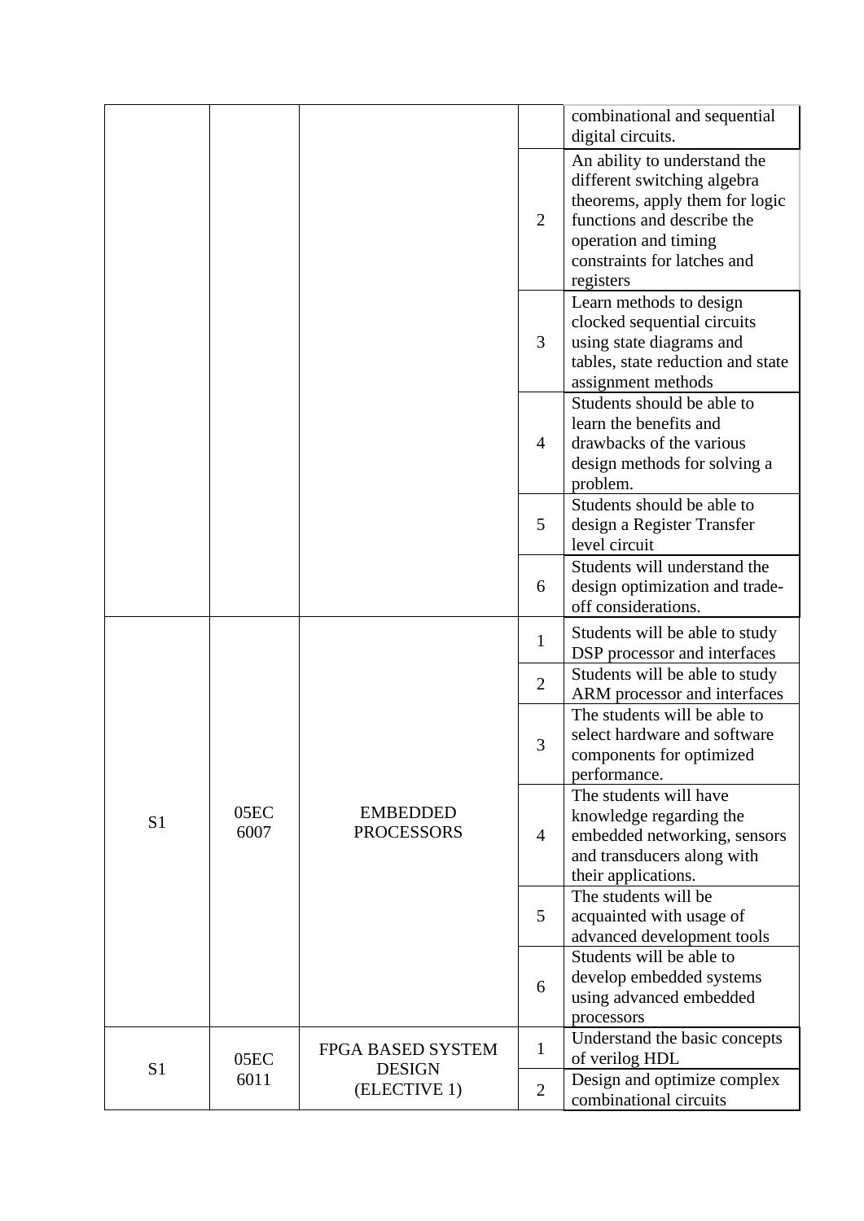| | | | | |
|---|---|---|---|---|
| | | | | combinational and sequential digital circuits. |
| | | | 2 | An ability to understand the different switching algebra theorems, apply them for logic functions and describe the operation and timing constraints for latches and registers |
| | | | 3 | Learn methods to design clocked sequential circuits using state diagrams and tables, state reduction and state assignment methods |
| | | | 4 | Students should be able to learn the benefits and drawbacks of the various design methods for solving a problem. |
| | | | 5 | Students should be able to design a Register Transfer level circuit |
| | | | 6 | Students will understand the design optimization and trade-off considerations. |
| S1 | 05EC 6007 | EMBEDDED PROCESSORS | 1 | Students will be able to study DSP processor and interfaces |
| | | | 2 | Students will be able to study ARM processor and interfaces |
| | | | 3 | The students will be able to select hardware and software components for optimized performance. |
| | | | 4 | The students will have knowledge regarding the embedded networking, sensors and transducers along with their applications. |
| | | | 5 | The students will be acquainted with usage of advanced development tools |
| | | | 6 | Students will be able to develop embedded systems using advanced embedded processors |
| S1 | 05EC 6011 | FPGA BASED SYSTEM DESIGN (ELECTIVE 1) | 1 | Understand the basic concepts of verilog HDL |
| | | | 2 | Design and optimize complex combinational circuits |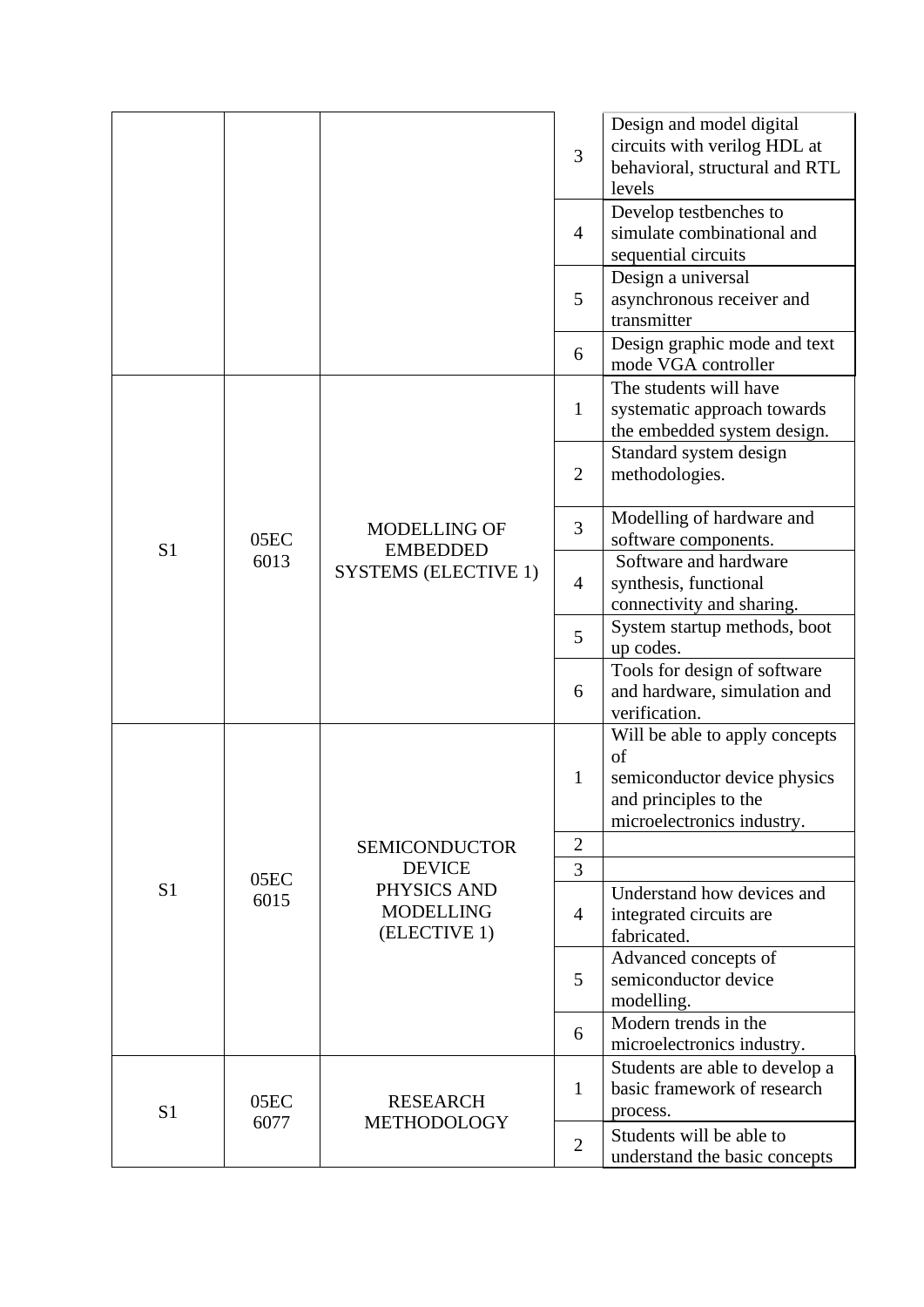| | | | | |
|---|---|---|---|---|
| | | | 3 | Design and model digital circuits with verilog HDL at behavioral, structural and RTL levels |
| | | | 4 | Develop testbenches to simulate combinational and sequential circuits |
| | | | 5 | Design a universal asynchronous receiver and transmitter |
| | | | 6 | Design graphic mode and text mode VGA controller |
| S1 | 05EC 6013 | MODELLING OF EMBEDDED SYSTEMS (ELECTIVE 1) | 1 | The students will have systematic approach towards the embedded system design. |
| | | | 2 | Standard system design methodologies. |
| | | | 3 | Modelling of hardware and software components. |
| | | | 4 | Software and hardware synthesis, functional connectivity and sharing. |
| | | | 5 | System startup methods, boot up codes. |
| | | | 6 | Tools for design of software and hardware, simulation and verification. |
| S1 | 05EC 6015 | SEMICONDUCTOR DEVICE PHYSICS AND MODELLING (ELECTIVE 1) | 1 | Will be able to apply concepts of semiconductor device physics and principles to the microelectronics industry. |
| | | | 2 | |
| | | | 3 | |
| | | | 4 | Understand how devices and integrated circuits are fabricated. |
| | | | 5 | Advanced concepts of semiconductor device modelling. |
| | | | 6 | Modern trends in the microelectronics industry. |
| S1 | 05EC 6077 | RESEARCH METHODOLOGY | 1 | Students are able to develop a basic framework of research process. |
| | | | 2 | Students will be able to understand the basic concepts |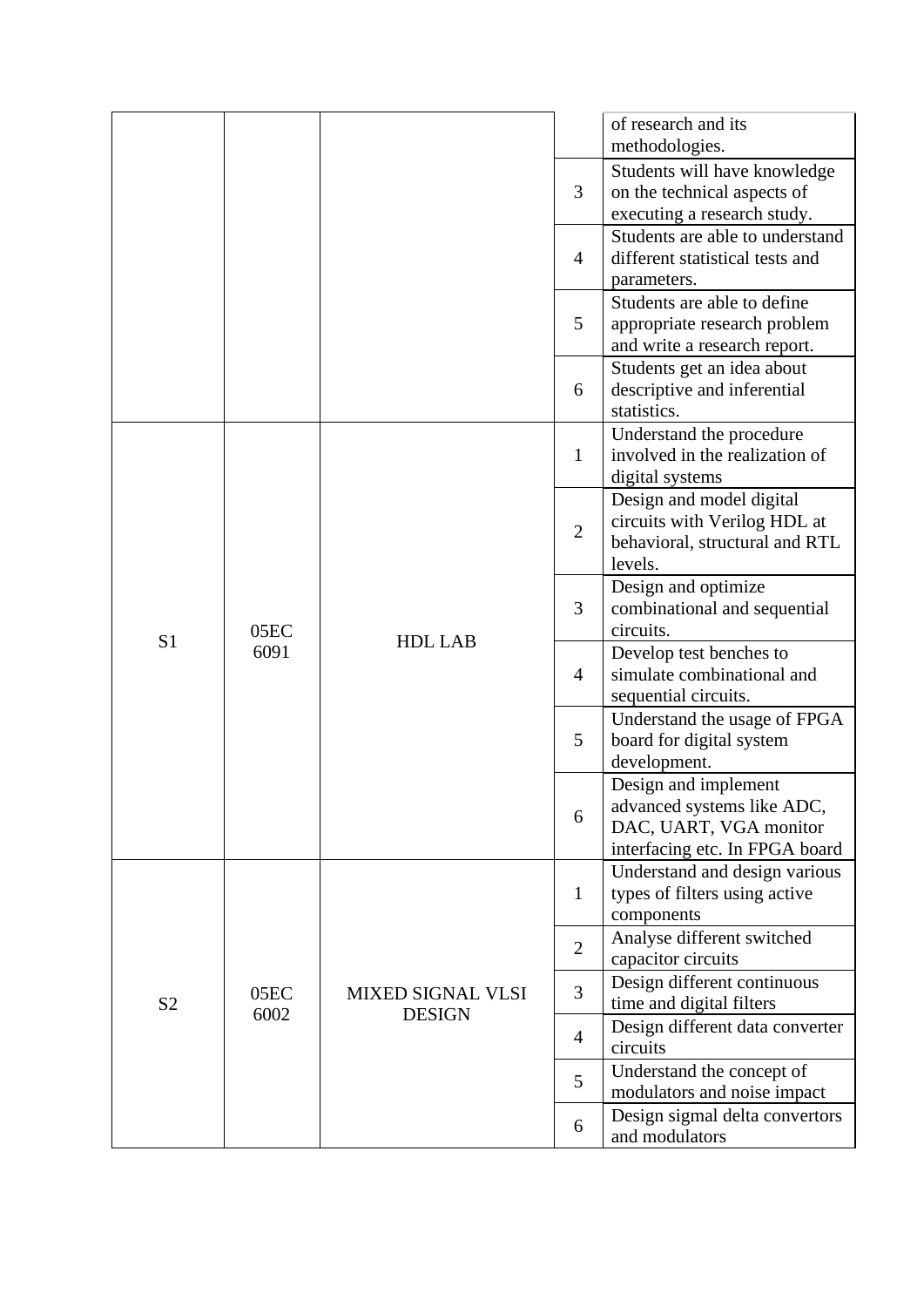| | | | | of research and its methodologies. |
|---|---|---|---|---|
| | | | 3 | Students will have knowledge on the technical aspects of executing a research study. |
| | | | 4 | Students are able to understand different statistical tests and parameters. |
| | | | 5 | Students are able to define appropriate research problem and write a research report. |
| | | | 6 | Students get an idea about descriptive and inferential statistics. |
| S1 | 05EC 6091 | HDL LAB | 1 | Understand the procedure involved in the realization of digital systems |
| | | | 2 | Design and model digital circuits with Verilog HDL at behavioral, structural and RTL levels. |
| | | | 3 | Design and optimize combinational and sequential circuits. |
| | | | 4 | Develop test benches to simulate combinational and sequential circuits. |
| | | | 5 | Understand the usage of FPGA board for digital system development. |
| | | | 6 | Design and implement advanced systems like ADC, DAC, UART, VGA monitor interfacing etc. In FPGA board |
| S2 | 05EC 6002 | MIXED SIGNAL VLSI DESIGN | 1 | Understand and design various types of filters using active components |
| | | | 2 | Analyse different switched capacitor circuits |
| | | | 3 | Design different continuous time and digital filters |
| | | | 4 | Design different data converter circuits |
| | | | 5 | Understand the concept of modulators and noise impact |
| | | | 6 | Design sigmal delta convertors and modulators |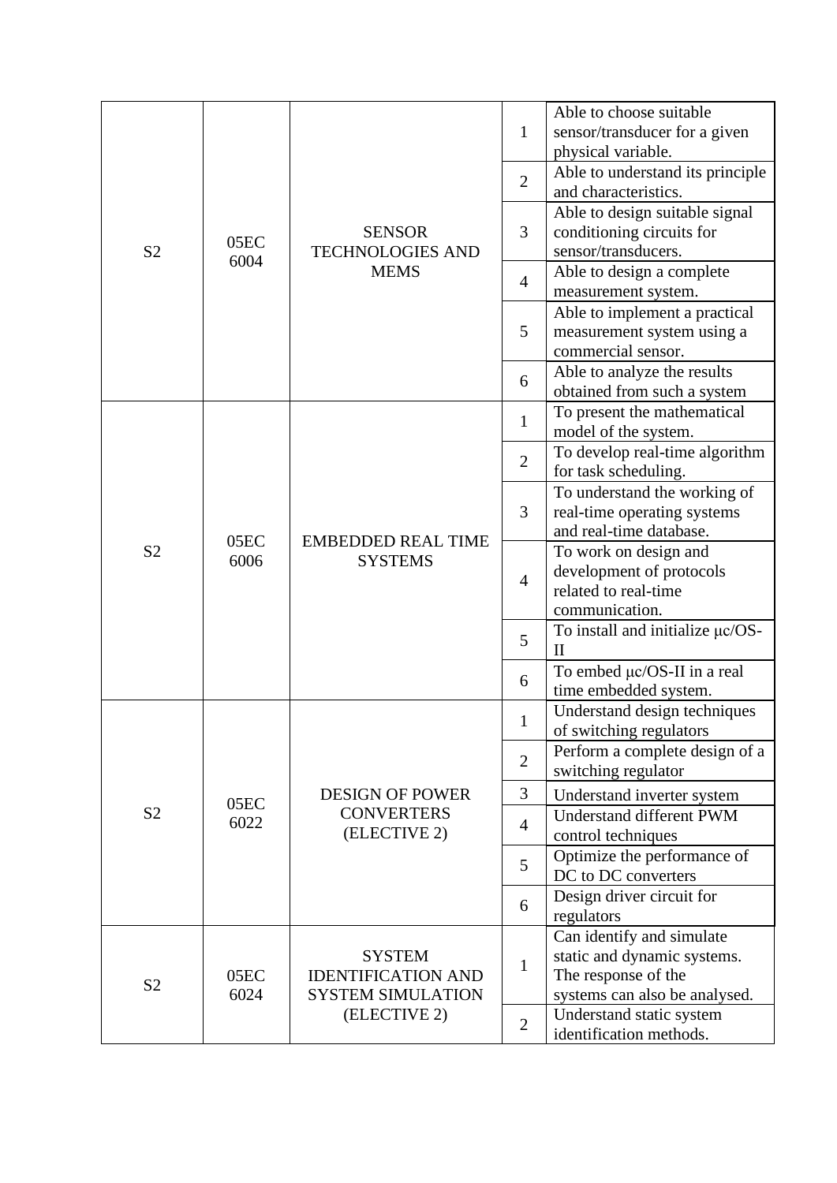| | | | | |
|---|---|---|---|---|
| S2 | 05EC 6004 | SENSOR TECHNOLOGIES AND MEMS | 1 | Able to choose suitable sensor/transducer for a given physical variable. |
| | | | 2 | Able to understand its principle and characteristics. |
| | | | 3 | Able to design suitable signal conditioning circuits for sensor/transducers. |
| | | | 4 | Able to design a complete measurement system. |
| | | | 5 | Able to implement a practical measurement system using a commercial sensor. |
| | | | 6 | Able to analyze the results obtained from such a system |
| S2 | 05EC 6006 | EMBEDDED REAL TIME SYSTEMS | 1 | To present the mathematical model of the system. |
| | | | 2 | To develop real-time algorithm for task scheduling. |
| | | | 3 | To understand the working of real-time operating systems and real-time database. |
| | | | 4 | To work on design and development of protocols related to real-time communication. |
| | | | 5 | To install and initialize μc/OS-II |
| | | | 6 | To embed μc/OS-II in a real time embedded system. |
| S2 | 05EC 6022 | DESIGN OF POWER CONVERTERS (ELECTIVE 2) | 1 | Understand design techniques of switching regulators |
| | | | 2 | Perform a complete design of a switching regulator |
| | | | 3 | Understand inverter system |
| | | | 4 | Understand different PWM control techniques |
| | | | 5 | Optimize the performance of DC to DC converters |
| | | | 6 | Design driver circuit for regulators |
| S2 | 05EC 6024 | SYSTEM IDENTIFICATION AND SYSTEM SIMULATION (ELECTIVE 2) | 1 | Can identify and simulate static and dynamic systems. The response of the systems can also be analysed. |
| | | | 2 | Understand static system identification methods. |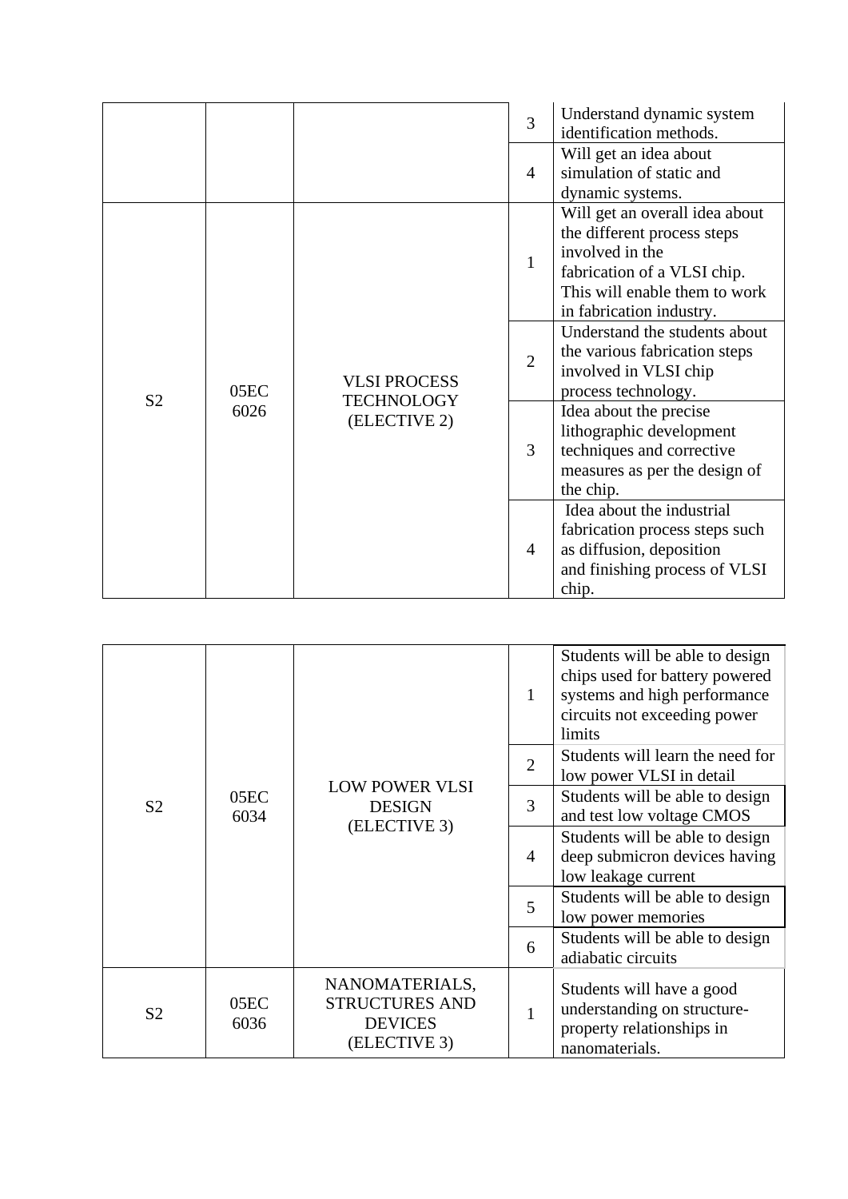| | | | | |
|---|---|---|---|---|
| | | | 3 | Understand dynamic system identification methods. |
| | | | 4 | Will get an idea about simulation of static and dynamic systems. |
| S2 | 05EC 6026 | VLSI PROCESS TECHNOLOGY (ELECTIVE 2) | 1 | Will get an overall idea about the different process steps involved in the fabrication of a VLSI chip. This will enable them to work in fabrication industry. |
| | | | 2 | Understand the students about the various fabrication steps involved in VLSI chip process technology. |
| | | | 3 | Idea about the precise lithographic development techniques and corrective measures as per the design of the chip. |
| | | | 4 | Idea about the industrial fabrication process steps such as diffusion, deposition and finishing process of VLSI chip. |

| | | | | |
|---|---|---|---|---|
| S2 | 05EC 6034 | LOW POWER VLSI DESIGN (ELECTIVE 3) | 1 | Students will be able to design chips used for battery powered systems and high performance circuits not exceeding power limits |
| | | | 2 | Students will learn the need for low power VLSI in detail |
| | | | 3 | Students will be able to design and test low voltage CMOS |
| | | | 4 | Students will be able to design deep submicron devices having low leakage current |
| | | | 5 | Students will be able to design low power memories |
| | | | 6 | Students will be able to design adiabatic circuits |
| S2 | 05EC 6036 | NANOMATERIALS, STRUCTURES AND DEVICES (ELECTIVE 3) | 1 | Students will have a good understanding on structure-property relationships in nanomaterials. |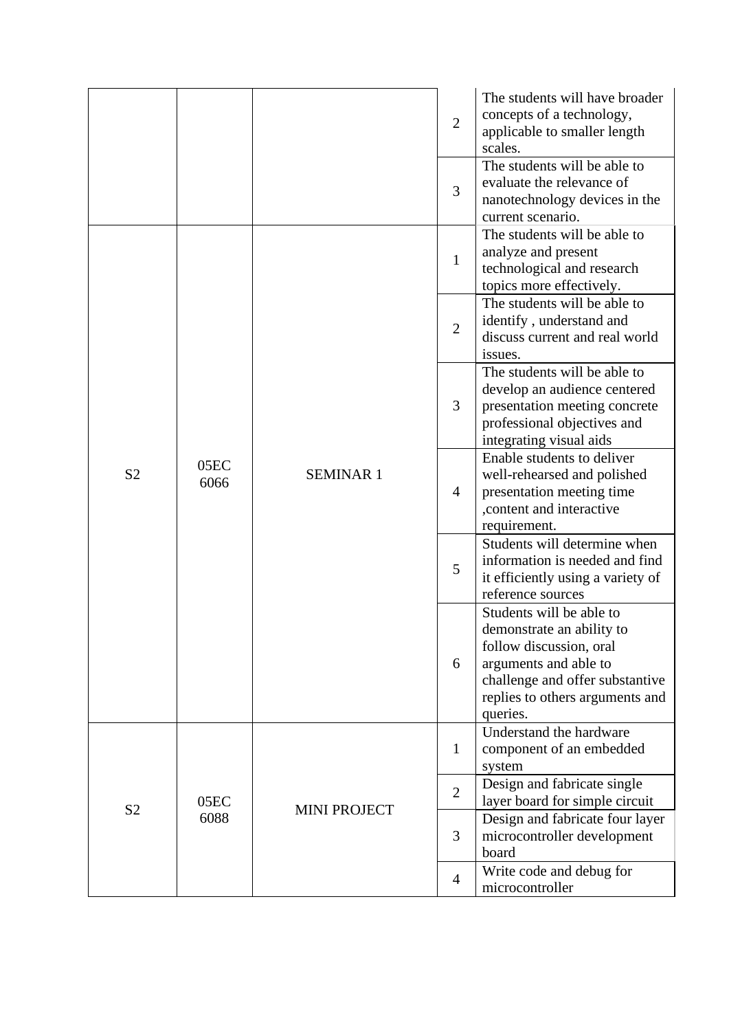| | | | | |
|---|---|---|---|---|
| | | | 2 | The students will have broader concepts of a technology, applicable to smaller length scales. |
| | | | 3 | The students will be able to evaluate the relevance of nanotechnology devices in the current scenario. |
| S2 | 05EC 6066 | SEMINAR 1 | 1 | The students will be able to analyze and present technological and research topics more effectively. |
| | | | 2 | The students will be able to identify , understand and discuss current and real world issues. |
| | | | 3 | The students will be able to develop an audience centered presentation meeting concrete professional objectives and integrating visual aids |
| | | | 4 | Enable students to deliver well-rehearsed and polished presentation meeting time ,content and interactive requirement. |
| | | | 5 | Students will determine when information is needed and find it efficiently using a variety of reference sources |
| | | | 6 | Students will be able to demonstrate an ability to follow discussion, oral arguments and able to challenge and offer substantive replies to others arguments and queries. |
| S2 | 05EC 6088 | MINI PROJECT | 1 | Understand the hardware component of an embedded system |
| | | | 2 | Design and fabricate single layer board for simple circuit |
| | | | 3 | Design and fabricate four layer microcontroller development board |
| | | | 4 | Write code and debug for microcontroller |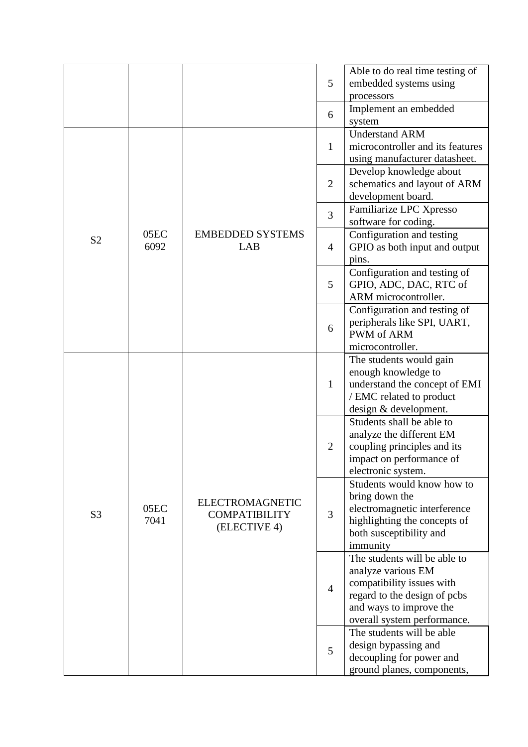| | | | | |
|---|---|---|---|---|
| | | | 5 | Able to do real time testing of embedded systems using processors |
| | | | 6 | Implement an embedded system |
| S2 | 05EC 6092 | EMBEDDED SYSTEMS LAB | 1 | Understand ARM microcontroller and its features using manufacturer datasheet. |
| | | | 2 | Develop knowledge about schematics and layout of ARM development board. |
| | | | 3 | Familiarize LPC Xpresso software for coding. |
| | | | 4 | Configuration and testing GPIO as both input and output pins. |
| | | | 5 | Configuration and testing of GPIO, ADC, DAC, RTC of ARM microcontroller. |
| | | | 6 | Configuration and testing of peripherals like SPI, UART, PWM of ARM microcontroller. |
| S3 | 05EC 7041 | ELECTROMAGNETIC COMPATIBILITY (ELECTIVE 4) | 1 | The students would gain enough knowledge to understand the concept of EMI / EMC related to product design & development. |
| | | | 2 | Students shall be able to analyze the different EM coupling principles and its impact on performance of electronic system. |
| | | | 3 | Students would know how to bring down the electromagnetic interference highlighting the concepts of both susceptibility and immunity |
| | | | 4 | The students will be able to analyze various EM compatibility issues with regard to the design of pcbs and ways to improve the overall system performance. |
| | | | 5 | The students will be able design bypassing and decoupling for power and ground planes, components, |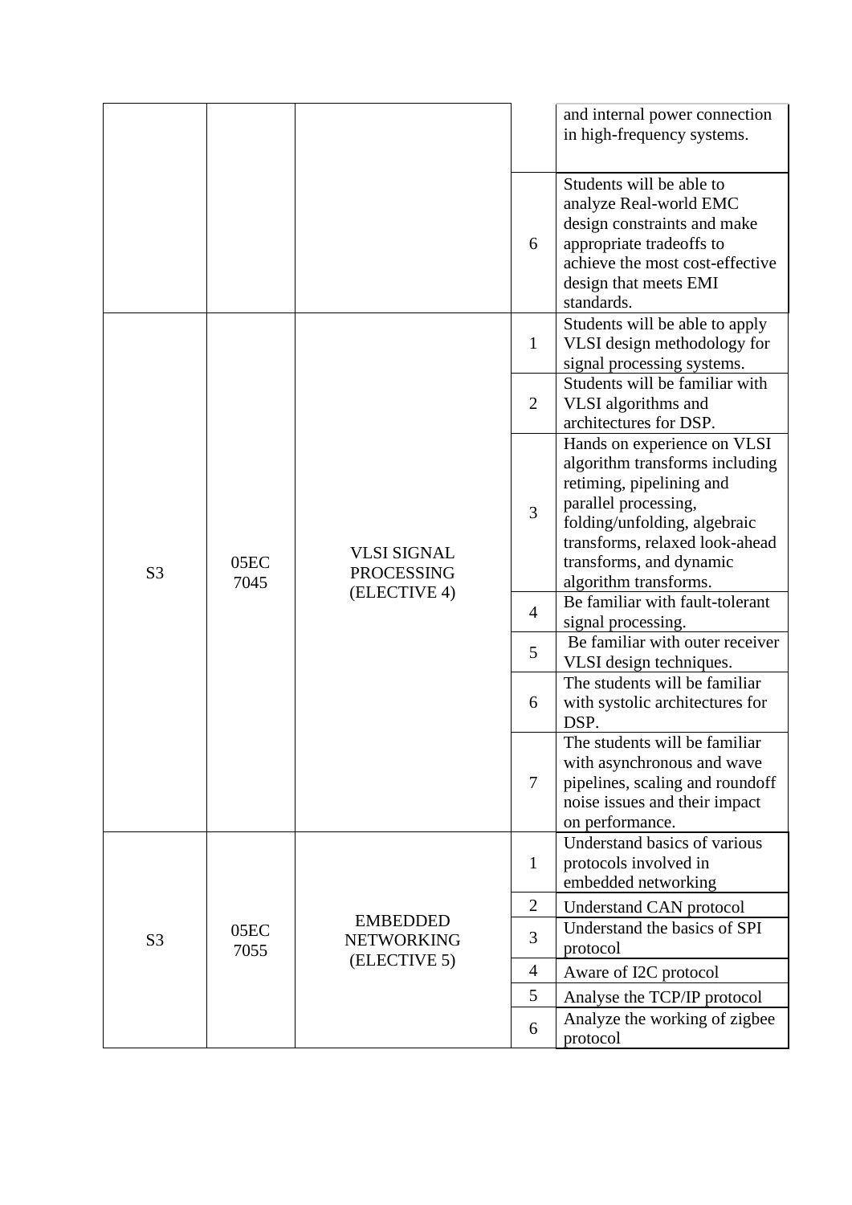| | | | | |
|---|---|---|---|---|
| | | | | and internal power connection in high-frequency systems. |
| | | | 6 | Students will be able to analyze Real-world EMC design constraints and make appropriate tradeoffs to achieve the most cost-effective design that meets EMI standards. |
| S3 | 05EC 7045 | VLSI SIGNAL PROCESSING (ELECTIVE 4) | 1 | Students will be able to apply VLSI design methodology for signal processing systems. |
| | | | 2 | Students will be familiar with VLSI algorithms and architectures for DSP. |
| | | | 3 | Hands on experience on VLSI algorithm transforms including retiming, pipelining and parallel processing, folding/unfolding, algebraic transforms, relaxed look-ahead transforms, and dynamic algorithm transforms. |
| | | | 4 | Be familiar with fault-tolerant signal processing. |
| | | | 5 | Be familiar with outer receiver VLSI design techniques. |
| | | | 6 | The students will be familiar with systolic architectures for DSP. |
| | | | 7 | The students will be familiar with asynchronous and wave pipelines, scaling and roundoff noise issues and their impact on performance. |
| S3 | 05EC 7055 | EMBEDDED NETWORKING (ELECTIVE 5) | 1 | Understand basics of various protocols involved in embedded networking |
| | | | 2 | Understand CAN protocol |
| | | | 3 | Understand the basics of SPI protocol |
| | | | 4 | Aware of I2C protocol |
| | | | 5 | Analyse the TCP/IP protocol |
| | | | 6 | Analyze the working of zigbee protocol |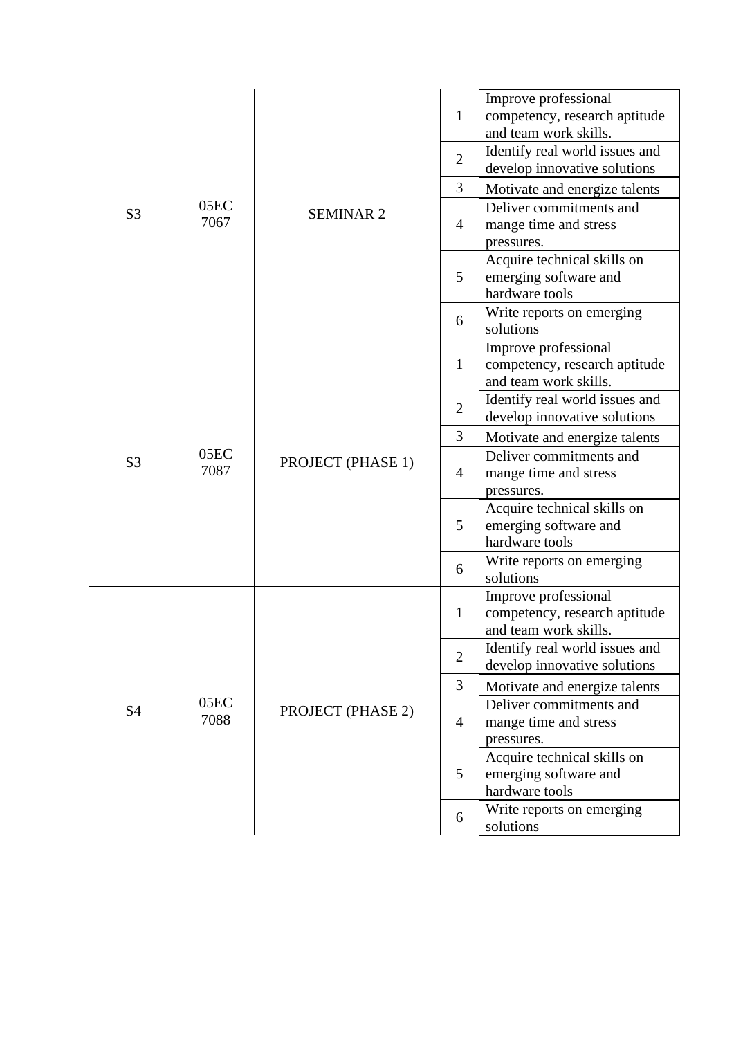| | | | | |
|---|---|---|---|---|
| S3 | 05EC 7067 | SEMINAR 2 | 1 | Improve professional competency, research aptitude and team work skills. |
| | | | 2 | Identify real world issues and develop innovative solutions |
| | | | 3 | Motivate and energize talents |
| | | | 4 | Deliver commitments and mange time and stress pressures. |
| | | | 5 | Acquire technical skills on emerging software and hardware tools |
| | | | 6 | Write reports on emerging solutions |
| S3 | 05EC 7087 | PROJECT (PHASE 1) | 1 | Improve professional competency, research aptitude and team work skills. |
| | | | 2 | Identify real world issues and develop innovative solutions |
| | | | 3 | Motivate and energize talents |
| | | | 4 | Deliver commitments and mange time and stress pressures. |
| | | | 5 | Acquire technical skills on emerging software and hardware tools |
| | | | 6 | Write reports on emerging solutions |
| S4 | 05EC 7088 | PROJECT (PHASE 2) | 1 | Improve professional competency, research aptitude and team work skills. |
| | | | 2 | Identify real world issues and develop innovative solutions |
| | | | 3 | Motivate and energize talents |
| | | | 4 | Deliver commitments and mange time and stress pressures. |
| | | | 5 | Acquire technical skills on emerging software and hardware tools |
| | | | 6 | Write reports on emerging solutions |